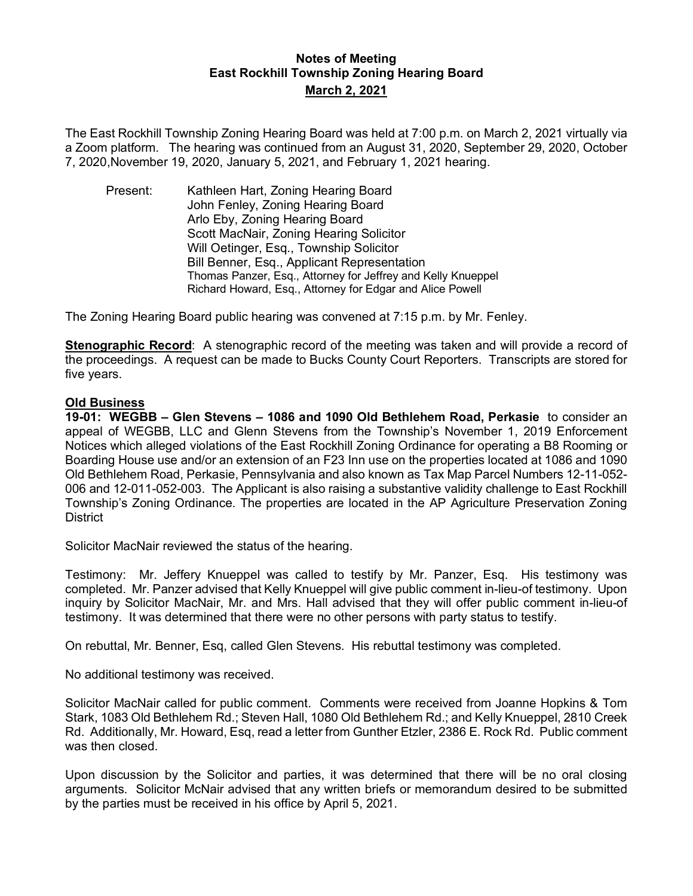# Notes of Meeting
## East Rockhill Township Zoning Hearing Board
### March 2, 2021

The East Rockhill Township Zoning Hearing Board was held at 7:00 p.m. on March 2, 2021 virtually via a Zoom platform. The hearing was continued from an August 31, 2020, September 29, 2020, October 7, 2020,November 19, 2020, January 5, 2021, and February 1, 2021 hearing.

Present:
- Kathleen Hart, Zoning Hearing Board
- John Fenley, Zoning Hearing Board
- Arlo Eby, Zoning Hearing Board
- Scott MacNair, Zoning Hearing Solicitor
- Will Oetinger, Esq., Township Solicitor
- Bill Benner, Esq., Applicant Representation
- Thomas Panzer, Esq., Attorney for Jeffrey and Kelly Knueppel
- Richard Howard, Esq., Attorney for Edgar and Alice Powell

The Zoning Hearing Board public hearing was convened at 7:15 p.m. by Mr. Fenley.

**Stenographic Record**: A stenographic record of the meeting was taken and will provide a record of the proceedings. A request can be made to Bucks County Court Reporters. Transcripts are stored for five years.

**Old Business**

**19-01: WEGBB – Glen Stevens – 1086 and 1090 Old Bethlehem Road, Perkasie** to consider an appeal of WEGBB, LLC and Glenn Stevens from the Township's November 1, 2019 Enforcement Notices which alleged violations of the East Rockhill Zoning Ordinance for operating a B8 Rooming or Boarding House use and/or an extension of an F23 Inn use on the properties located at 1086 and 1090 Old Bethlehem Road, Perkasie, Pennsylvania and also known as Tax Map Parcel Numbers 12-11-052-006 and 12-011-052-003. The Applicant is also raising a substantive validity challenge to East Rockhill Township's Zoning Ordinance. The properties are located in the AP Agriculture Preservation Zoning District

Solicitor MacNair reviewed the status of the hearing.

Testimony: Mr. Jeffery Knueppel was called to testify by Mr. Panzer, Esq. His testimony was completed. Mr. Panzer advised that Kelly Knueppel will give public comment in-lieu-of testimony. Upon inquiry by Solicitor MacNair, Mr. and Mrs. Hall advised that they will offer public comment in-lieu-of testimony. It was determined that there were no other persons with party status to testify.

On rebuttal, Mr. Benner, Esq, called Glen Stevens. His rebuttal testimony was completed.

No additional testimony was received.

Solicitor MacNair called for public comment. Comments were received from Joanne Hopkins & Tom Stark, 1083 Old Bethlehem Rd.; Steven Hall, 1080 Old Bethlehem Rd.; and Kelly Knueppel, 2810 Creek Rd. Additionally, Mr. Howard, Esq, read a letter from Gunther Etzler, 2386 E. Rock Rd. Public comment was then closed.

Upon discussion by the Solicitor and parties, it was determined that there will be no oral closing arguments. Solicitor McNair advised that any written briefs or memorandum desired to be submitted by the parties must be received in his office by April 5, 2021.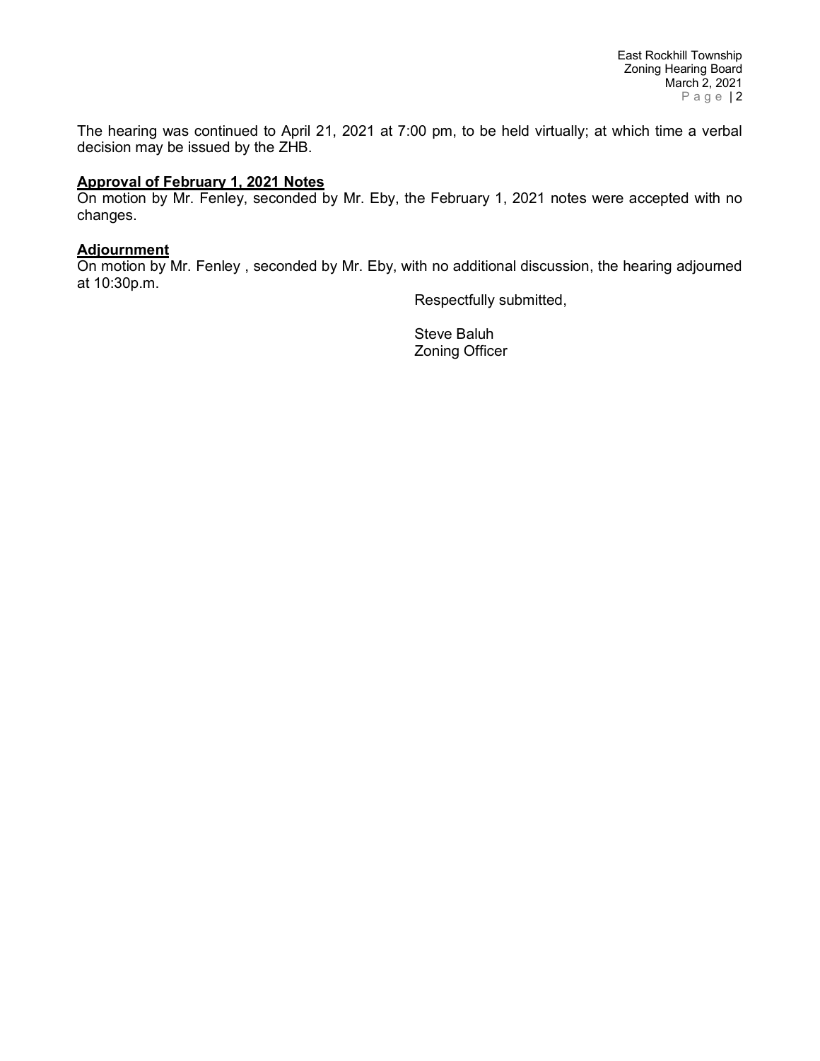The hearing was continued to April 21, 2021 at 7:00 pm, to be held virtually; at which time a verbal decision may be issued by the ZHB.

**Approval of February 1, 2021 Notes**

On motion by Mr. Fenley, seconded by Mr. Eby, the February 1, 2021 notes were accepted with no changes.

**Adjournment**

On motion by Mr. Fenley , seconded by Mr. Eby, with no additional discussion, the hearing adjourned at 10:30p.m.

Respectfully submitted,

Steve Baluh
Zoning Officer